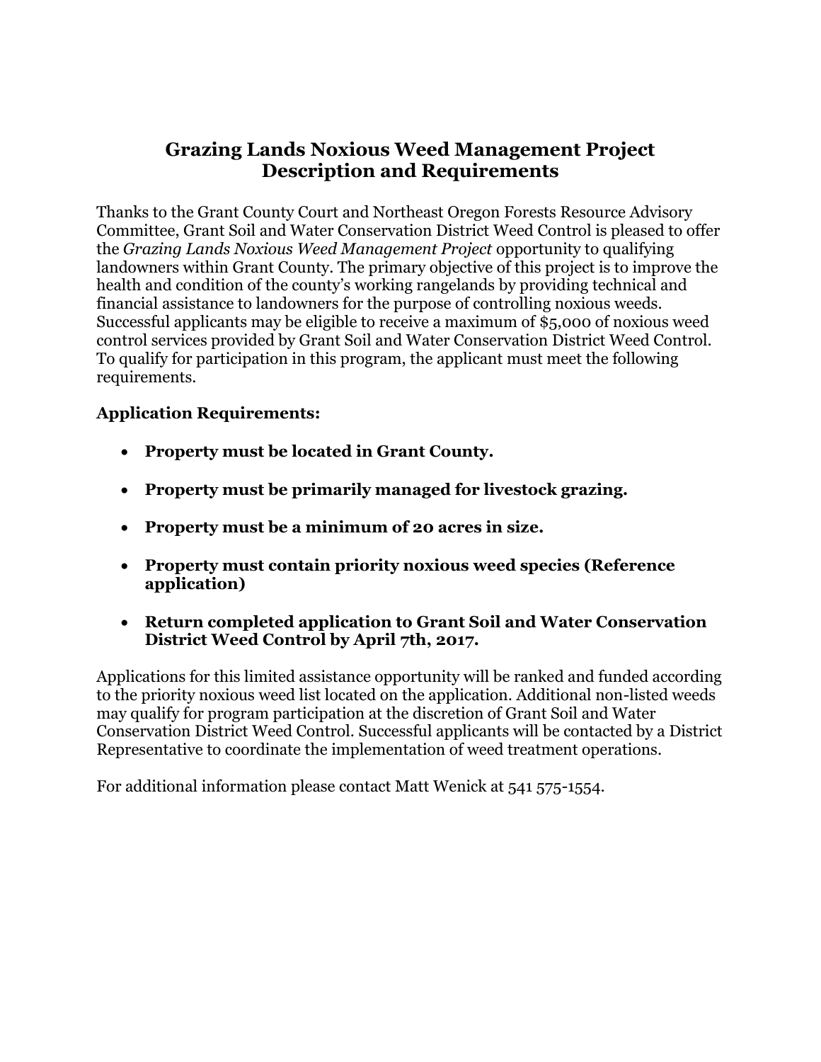# Grazing Lands Noxious Weed Management Project Description and Requirements

Thanks to the Grant County Court and Northeast Oregon Forests Resource Advisory Committee, Grant Soil and Water Conservation District Weed Control is pleased to offer the *Grazing Lands Noxious Weed Management Project* opportunity to qualifying landowners within Grant County. The primary objective of this project is to improve the health and condition of the county's working rangelands by providing technical and financial assistance to landowners for the purpose of controlling noxious weeds. Successful applicants may be eligible to receive a maximum of $5,000 of noxious weed control services provided by Grant Soil and Water Conservation District Weed Control. To qualify for participation in this program, the applicant must meet the following requirements.

**Application Requirements:**

- **Property must be located in Grant County.**
- **Property must be primarily managed for livestock grazing.**
- **Property must be a minimum of 20 acres in size.**
- **Property must contain priority noxious weed species (Reference application)**
- **Return completed application to Grant Soil and Water Conservation District Weed Control by April 7th, 2017.**

Applications for this limited assistance opportunity will be ranked and funded according to the priority noxious weed list located on the application. Additional non-listed weeds may qualify for program participation at the discretion of Grant Soil and Water Conservation District Weed Control. Successful applicants will be contacted by a District Representative to coordinate the implementation of weed treatment operations.

For additional information please contact Matt Wenick at 541 575-1554.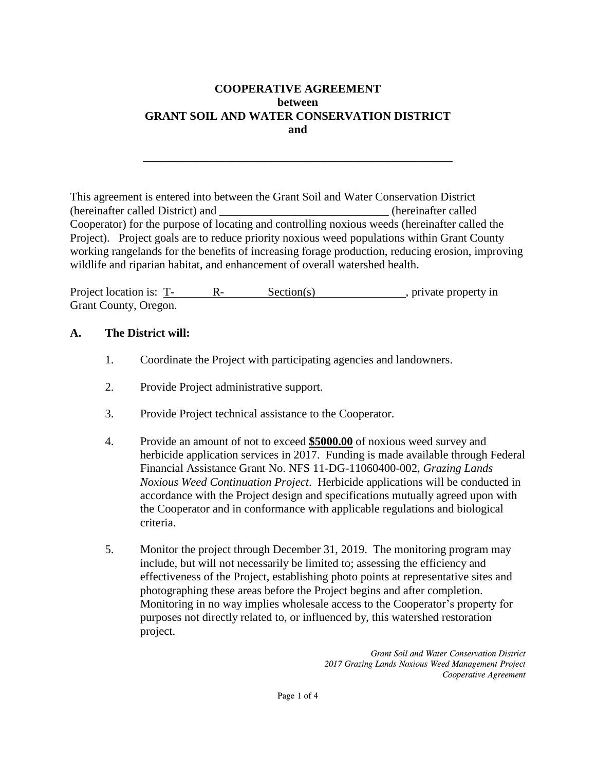**COOPERATIVE AGREEMENT**
**between**
**GRANT SOIL AND WATER CONSERVATION DISTRICT**
**and**

**\_\_\_\_\_\_\_\_\_\_\_\_\_\_\_\_\_\_\_\_\_\_\_\_\_\_\_\_\_\_\_\_\_\_\_\_\_\_\_\_\_\_\_\_\_\_\_\_\_\_\_\_\_\_\_\_**

This agreement is entered into between the Grant Soil and Water Conservation District (hereinafter called District) and \_\_\_\_\_\_\_\_\_\_\_\_\_\_\_\_\_\_\_\_\_\_\_\_\_\_\_\_\_\_ (hereinafter called Cooperator) for the purpose of locating and controlling noxious weeds (hereinafter called the Project). Project goals are to reduce priority noxious weed populations within Grant County working rangelands for the benefits of increasing forage production, reducing erosion, improving wildlife and riparian habitat, and enhancement of overall watershed health.

Project location is: T-\_\_\_\_\_\_\_ R-\_\_\_\_\_\_\_ Section(s)\_\_\_\_\_\_\_\_\_\_\_\_\_\_\_\_, private property in Grant County, Oregon.

## A. The District will:

1. Coordinate the Project with participating agencies and landowners.

2. Provide Project administrative support.

3. Provide Project technical assistance to the Cooperator.

4. Provide an amount of not to exceed **$5000.00** of noxious weed survey and herbicide application services in 2017. Funding is made available through Federal Financial Assistance Grant No. NFS 11-DG-11060400-002, *Grazing Lands Noxious Weed Continuation Project*. Herbicide applications will be conducted in accordance with the Project design and specifications mutually agreed upon with the Cooperator and in conformance with applicable regulations and biological criteria.

5. Monitor the project through December 31, 2019. The monitoring program may include, but will not necessarily be limited to; assessing the efficiency and effectiveness of the Project, establishing photo points at representative sites and photographing these areas before the Project begins and after completion. Monitoring in no way implies wholesale access to the Cooperator's property for purposes not directly related to, or influenced by, this watershed restoration project.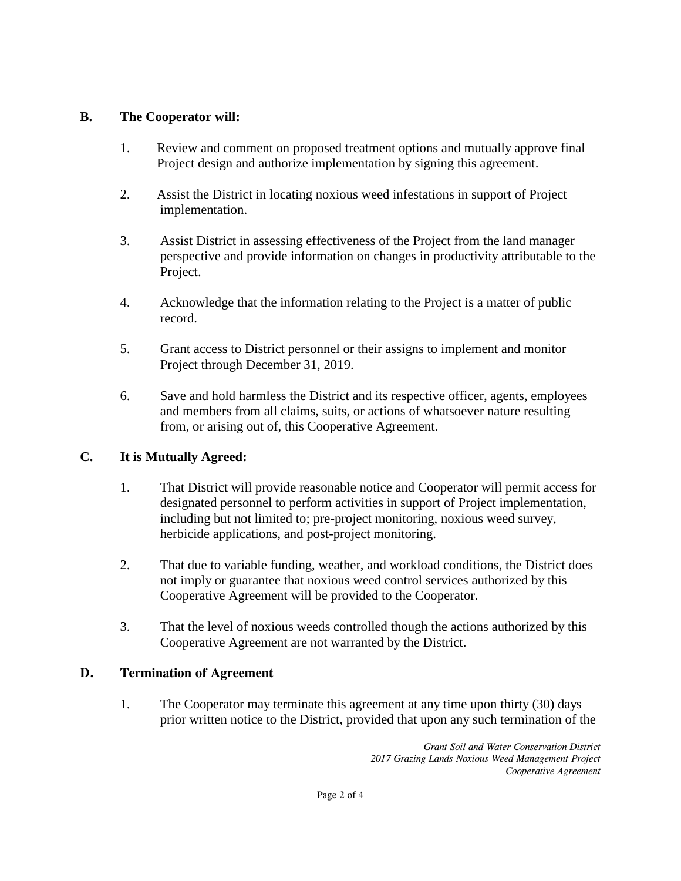## B. The Cooperator will:

1. Review and comment on proposed treatment options and mutually approve final Project design and authorize implementation by signing this agreement.

2. Assist the District in locating noxious weed infestations in support of Project implementation.

3. Assist District in assessing effectiveness of the Project from the land manager perspective and provide information on changes in productivity attributable to the Project.

4. Acknowledge that the information relating to the Project is a matter of public record.

5. Grant access to District personnel or their assigns to implement and monitor Project through December 31, 2019.

6. Save and hold harmless the District and its respective officer, agents, employees and members from all claims, suits, or actions of whatsoever nature resulting from, or arising out of, this Cooperative Agreement.

## C. It is Mutually Agreed:

1. That District will provide reasonable notice and Cooperator will permit access for designated personnel to perform activities in support of Project implementation, including but not limited to; pre-project monitoring, noxious weed survey, herbicide applications, and post-project monitoring.

2. That due to variable funding, weather, and workload conditions, the District does not imply or guarantee that noxious weed control services authorized by this Cooperative Agreement will be provided to the Cooperator.

3. That the level of noxious weeds controlled though the actions authorized by this Cooperative Agreement are not warranted by the District.

## D. Termination of Agreement

1. The Cooperator may terminate this agreement at any time upon thirty (30) days prior written notice to the District, provided that upon any such termination of the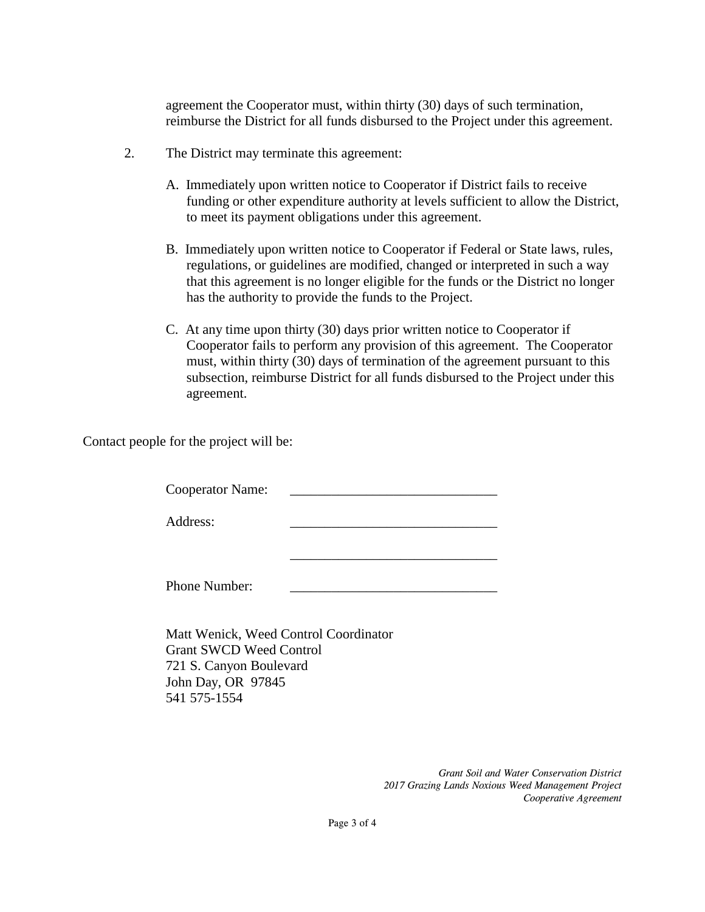agreement the Cooperator must, within thirty (30) days of such termination, reimburse the District for all funds disbursed to the Project under this agreement.

2. The District may terminate this agreement:

   A. Immediately upon written notice to Cooperator if District fails to receive funding or other expenditure authority at levels sufficient to allow the District, to meet its payment obligations under this agreement.

   B. Immediately upon written notice to Cooperator if Federal or State laws, rules, regulations, or guidelines are modified, changed or interpreted in such a way that this agreement is no longer eligible for the funds or the District no longer has the authority to provide the funds to the Project.

   C. At any time upon thirty (30) days prior written notice to Cooperator if Cooperator fails to perform any provision of this agreement. The Cooperator must, within thirty (30) days of termination of the agreement pursuant to this subsection, reimburse District for all funds disbursed to the Project under this agreement.

Contact people for the project will be:

Cooperator Name: ______________________________

Address: ______________________________

______________________________

Phone Number: ______________________________

Matt Wenick, Weed Control Coordinator
Grant SWCD Weed Control
721 S. Canyon Boulevard
John Day, OR 97845
541 575-1554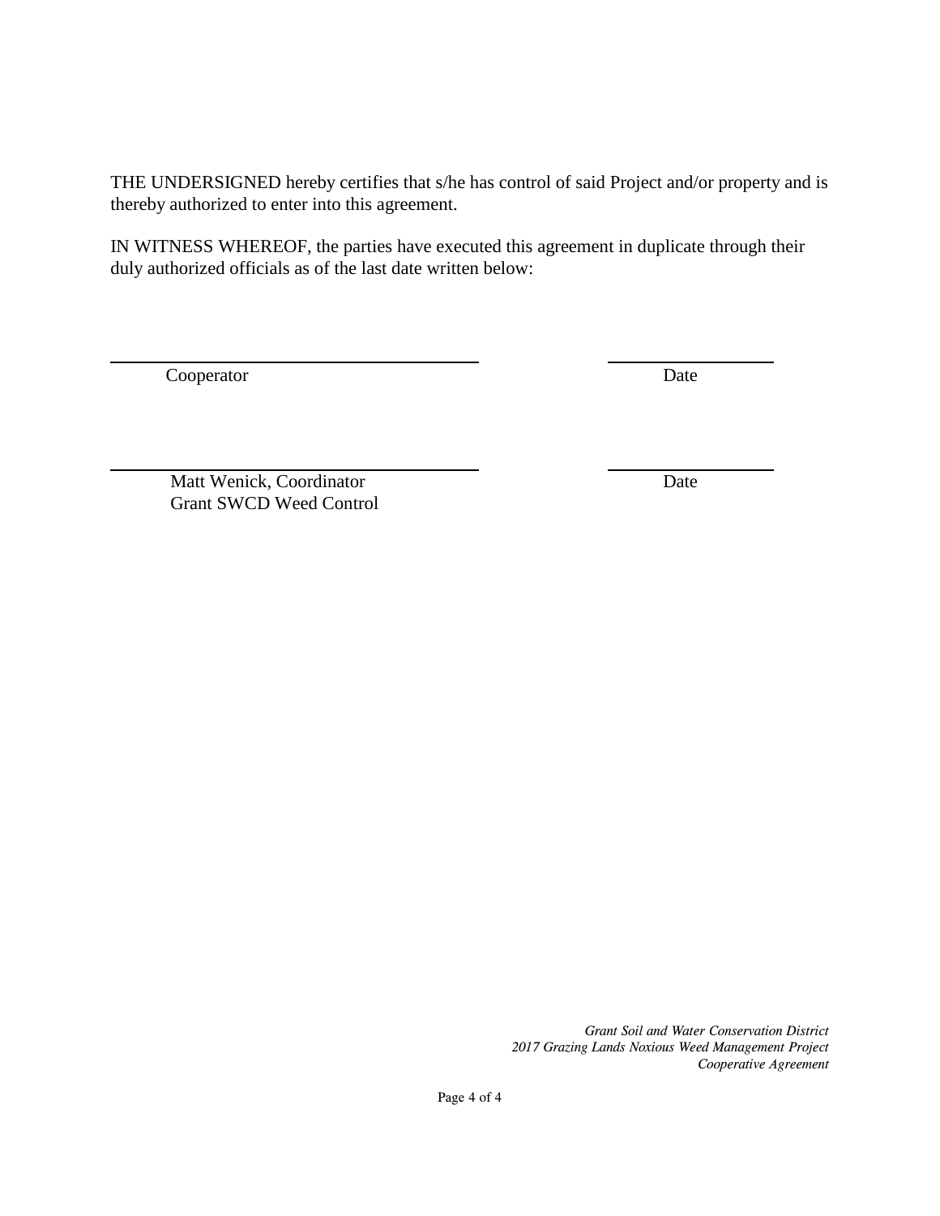THE UNDERSIGNED hereby certifies that s/he has control of said Project and/or property and is thereby authorized to enter into this agreement.

IN WITNESS WHEREOF, the parties have executed this agreement in duplicate through their duly authorized officials as of the last date written below:

\_\_\_\_\_\_\_\_\_\_\_\_\_\_\_\_\_\_\_\_\_\_\_\_\_\_\_\_\_\_\_\_\_\_\_\_\_\_ \_\_\_\_\_\_\_\_\_\_\_\_\_\_\_\_\_\_

Cooperator Date

\_\_\_\_\_\_\_\_\_\_\_\_\_\_\_\_\_\_\_\_\_\_\_\_\_\_\_\_\_\_\_\_\_\_\_\_\_\_ \_\_\_\_\_\_\_\_\_\_\_\_\_\_\_\_\_\_

Matt Wenick, Coordinator Date
Grant SWCD Weed Control